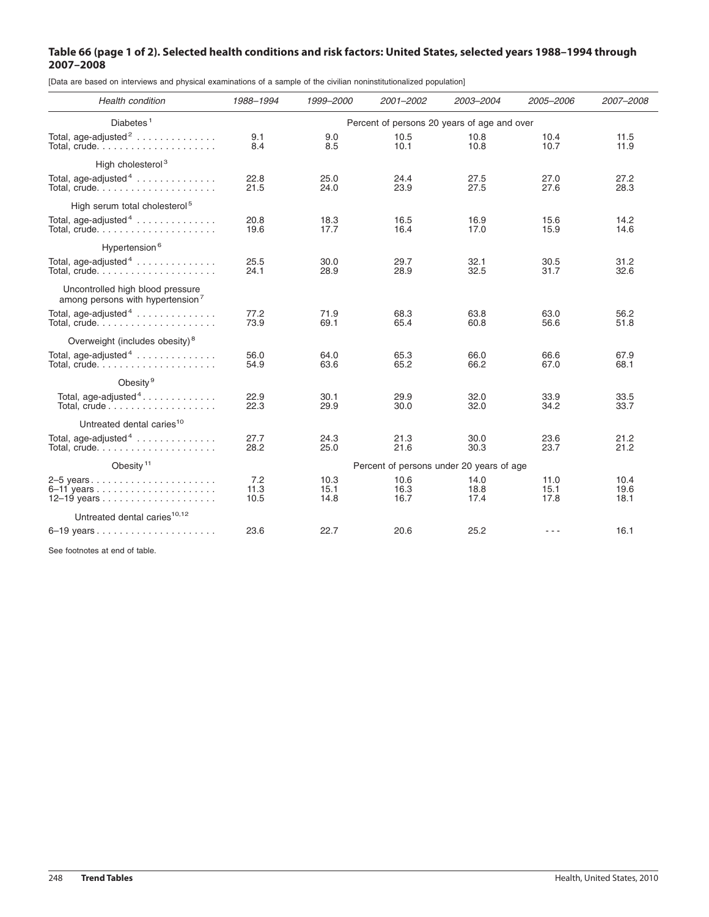**Table 66 (page 1 of 2). Selected health conditions and risk factors: United States, selected years 1988–1994 through 2007–2008**

[Data are based on interviews and physical examinations of a sample of the civilian noninstitutionalized population]

| Health condition | 1988–1994 | 1999–2000 | 2001–2002 | 2003–2004 | 2005–2006 | 2007–2008 |
|---|---|---|---|---|---|---|
| | Percent of persons 20 years of age and over | | | | | |
| Diabetes[1] | | | | | | |
| Total, age-adjusted[2] | 9.1 | 9.0 | 10.5 | 10.8 | 10.4 | 11.5 |
| Total, crude | 8.4 | 8.5 | 10.1 | 10.8 | 10.7 | 11.9 |
| High cholesterol[3] | | | | | | |
| Total, age-adjusted[4] | 22.8 | 25.0 | 24.4 | 27.5 | 27.0 | 27.2 |
| Total, crude | 21.5 | 24.0 | 23.9 | 27.5 | 27.6 | 28.3 |
| High serum total cholesterol[5] | | | | | | |
| Total, age-adjusted[4] | 20.8 | 18.3 | 16.5 | 16.9 | 15.6 | 14.2 |
| Total, crude | 19.6 | 17.7 | 16.4 | 17.0 | 15.9 | 14.6 |
| Hypertension[6] | | | | | | |
| Total, age-adjusted[4] | 25.5 | 30.0 | 29.7 | 32.1 | 30.5 | 31.2 |
| Total, crude | 24.1 | 28.9 | 28.9 | 32.5 | 31.7 | 32.6 |
| Uncontrolled high blood pressure among persons with hypertension[7] | | | | | | |
| Total, age-adjusted[4] | 77.2 | 71.9 | 68.3 | 63.8 | 63.0 | 56.2 |
| Total, crude | 73.9 | 69.1 | 65.4 | 60.8 | 56.6 | 51.8 |
| Overweight (includes obesity)[8] | | | | | | |
| Total, age-adjusted[4] | 56.0 | 64.0 | 65.3 | 66.0 | 66.6 | 67.9 |
| Total, crude | 54.9 | 63.6 | 65.2 | 66.2 | 67.0 | 68.1 |
| Obesity[9] | | | | | | |
| Total, age-adjusted[4] | 22.9 | 30.1 | 29.9 | 32.0 | 33.9 | 33.5 |
| Total, crude | 22.3 | 29.9 | 30.0 | 32.0 | 34.2 | 33.7 |
| Untreated dental caries[10] | | | | | | |
| Total, age-adjusted[4] | 27.7 | 24.3 | 21.3 | 30.0 | 23.6 | 21.2 |
| Total, crude | 28.2 | 25.0 | 21.6 | 30.3 | 23.7 | 21.2 |
| | Percent of persons under 20 years of age | | | | | |
| Obesity[11] | | | | | | |
| 2–5 years | 7.2 | 10.3 | 10.6 | 14.0 | 11.0 | 10.4 |
| 6–11 years | 11.3 | 15.1 | 16.3 | 18.8 | 15.1 | 19.6 |
| 12–19 years | 10.5 | 14.8 | 16.7 | 17.4 | 17.8 | 18.1 |
| Untreated dental caries[10,12] | | | | | | |
| 6–19 years | 23.6 | 22.7 | 20.6 | 25.2 | - - - | 16.1 |

See footnotes at end of table.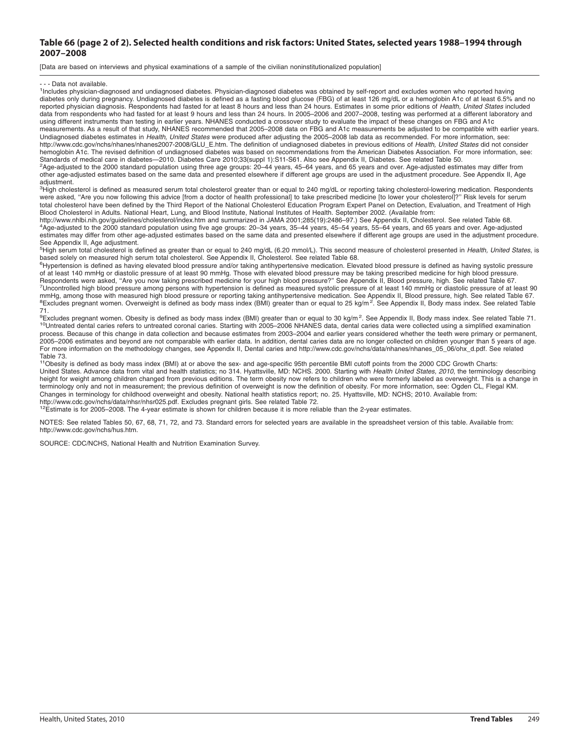### Table 66 (page 2 of 2). Selected health conditions and risk factors: United States, selected years 1988–1994 through 2007–2008

[Data are based on interviews and physical examinations of a sample of the civilian noninstitutionalized population]

- - - Data not available.

[1]Includes physician-diagnosed and undiagnosed diabetes. Physician-diagnosed diabetes was obtained by self-report and excludes women who reported having diabetes only during pregnancy. Undiagnosed diabetes is defined as a fasting blood glucose (FBG) of at least 126 mg/dL or a hemoglobin A1c of at least 6.5% and no reported physician diagnosis. Respondents had fasted for at least 8 hours and less than 24 hours. Estimates in some prior editions of *Health, United States* included data from respondents who had fasted for at least 9 hours and less than 24 hours. In 2005–2006 and 2007–2008, testing was performed at a different laboratory and using different instruments than testing in earlier years. NHANES conducted a crossover study to evaluate the impact of these changes on FBG and A1c measurements. As a result of that study, NHANES recommended that 2005–2008 data on FBG and A1c measurements be adjusted to be compatible with earlier years. Undiagnosed diabetes estimates in *Health, United States* were produced after adjusting the 2005–2008 lab data as recommended. For more information, see: http://www.cdc.gov/nchs/nhanes/nhanes2007-2008/GLU_E.htm. The definition of undiagnosed diabetes in previous editions of *Health, United States* did not consider hemoglobin A1c. The revised definition of undiagnosed diabetes was based on recommendations from the American Diabetes Association. For more information, see: Standards of medical care in diabetes—2010. Diabetes Care 2010;33(suppl 1):S11-S61. Also see Appendix II, Diabetes. See related Table 50.

[2]Age-adjusted to the 2000 standard population using three age groups: 20–44 years, 45–64 years, and 65 years and over. Age-adjusted estimates may differ from other age-adjusted estimates based on the same data and presented elsewhere if different age groups are used in the adjustment procedure. See Appendix II, Age adjustment.

[3]High cholesterol is defined as measured serum total cholesterol greater than or equal to 240 mg/dL or reporting taking cholesterol-lowering medication. Respondents were asked, ''Are you now following this advice [from a doctor of health professional] to take prescribed medicine [to lower your cholesterol]?'' Risk levels for serum total cholesterol have been defined by the Third Report of the National Cholesterol Education Program Expert Panel on Detection, Evaluation, and Treatment of High Blood Cholesterol in Adults. National Heart, Lung, and Blood Institute, National Institutes of Health. September 2002. (Available from: http://www.nhlbi.nih.gov/guidelines/cholesterol/index.htm and summarized in JAMA 2001;285(19):2486–97.) See Appendix II, Cholesterol. See related Table 68.

[4]Age-adjusted to the 2000 standard population using five age groups: 20–34 years, 35–44 years, 45–54 years, 55–64 years, and 65 years and over. Age-adjusted estimates may differ from other age-adjusted estimates based on the same data and presented elsewhere if different age groups are used in the adjustment procedure. See Appendix II, Age adjustment.

[5]High serum total cholesterol is defined as greater than or equal to 240 mg/dL (6.20 mmol/L). This second measure of cholesterol presented in *Health, United States*, is based solely on measured high serum total cholesterol. See Appendix II, Cholesterol. See related Table 68.

[6]Hypertension is defined as having elevated blood pressure and/or taking antihypertensive medication. Elevated blood pressure is defined as having systolic pressure of at least 140 mmHg or diastolic pressure of at least 90 mmHg. Those with elevated blood pressure may be taking prescribed medicine for high blood pressure. Respondents were asked, ''Are you now taking prescribed medicine for your high blood pressure?'' See Appendix II, Blood pressure, high. See related Table 67.

[7]Uncontrolled high blood pressure among persons with hypertension is defined as measured systolic pressure of at least 140 mmHg or diastolic pressure of at least 90 mmHg, among those with measured high blood pressure or reporting taking antihypertensive medication. See Appendix II, Blood pressure, high. See related Table 67.

[8]Excludes pregnant women. Overweight is defined as body mass index (BMI) greater than or equal to 25 kg/m$^2$. See Appendix II, Body mass index. See related Table 71.

[9]Excludes pregnant women. Obesity is defined as body mass index (BMI) greater than or equal to 30 kg/m$^2$. See Appendix II, Body mass index. See related Table 71.

[10]Untreated dental caries refers to untreated coronal caries. Starting with 2005–2006 NHANES data, dental caries data were collected using a simplified examination process. Because of this change in data collection and because estimates from 2003–2004 and earlier years considered whether the teeth were primary or permanent, 2005–2006 estimates and beyond are not comparable with earlier data. In addition, dental caries data are no longer collected on children younger than 5 years of age. For more information on the methodology changes, see Appendix II, Dental caries and http://www.cdc.gov/nchs/data/nhanes/nhanes_05_06/ohx_d.pdf. See related Table 73.

[11]Obesity is defined as body mass index (BMI) at or above the sex- and age-specific 95th percentile BMI cutoff points from the 2000 CDC Growth Charts: United States. Advance data from vital and health statistics; no 314. Hyattsville, MD: NCHS. 2000. Starting with *Health United States, 2010*, the terminology describing height for weight among children changed from previous editions. The term obesity now refers to children who were formerly labeled as overweight. This is a change in terminology only and not in measurement; the previous definition of overweight is now the definition of obesity. For more information, see: Ogden CL, Flegal KM. Changes in terminology for childhood overweight and obesity. National health statistics report; no. 25. Hyattsville, MD: NCHS; 2010. Available from: http://www.cdc.gov/nchs/data/nhsr/nhsr025.pdf. Excludes pregnant girls. See related Table 72.

[12]Estimate is for 2005–2008. The 4-year estimate is shown for children because it is more reliable than the 2-year estimates.

NOTES: See related Tables 50, 67, 68, 71, 72, and 73. Standard errors for selected years are available in the spreadsheet version of this table. Available from: http://www.cdc.gov/nchs/hus.htm.

SOURCE: CDC/NCHS, National Health and Nutrition Examination Survey.